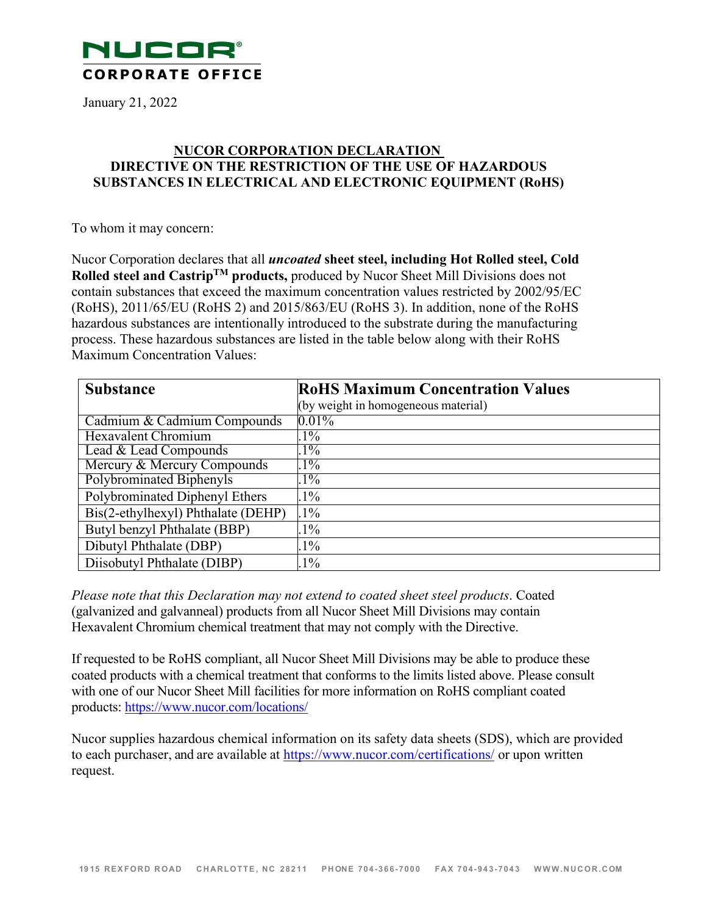**NUCOR**
**CORPORATE OFFICE**

January 21, 2022

## NUCOR CORPORATION DECLARATION
## DIRECTIVE ON THE RESTRICTION OF THE USE OF HAZARDOUS SUBSTANCES IN ELECTRICAL AND ELECTRONIC EQUIPMENT (RoHS)

To whom it may concern:

Nucor Corporation declares that all ***uncoated*** **sheet steel, including Hot Rolled steel, Cold Rolled steel and Castrip™ products,** produced by Nucor Sheet Mill Divisions does not contain substances that exceed the maximum concentration values restricted by 2002/95/EC (RoHS), 2011/65/EU (RoHS 2) and 2015/863/EU (RoHS 3). In addition, none of the RoHS hazardous substances are intentionally introduced to the substrate during the manufacturing process. These hazardous substances are listed in the table below along with their RoHS Maximum Concentration Values:

| **Substance** | **RoHS Maximum Concentration Values** (by weight in homogeneous material) |
|---|---|
| Cadmium & Cadmium Compounds | 0.01% |
| Hexavalent Chromium | .1% |
| Lead & Lead Compounds | .1% |
| Mercury & Mercury Compounds | .1% |
| Polybrominated Biphenyls | .1% |
| Polybrominated Diphenyl Ethers | .1% |
| Bis(2-ethylhexyl) Phthalate (DEHP) | .1% |
| Butyl benzyl Phthalate (BBP) | .1% |
| Dibutyl Phthalate (DBP) | .1% |
| Diisobutyl Phthalate (DIBP) | .1% |

*Please note that this Declaration may not extend to coated sheet steel products*. Coated (galvanized and galvanneal) products from all Nucor Sheet Mill Divisions may contain Hexavalent Chromium chemical treatment that may not comply with the Directive.

If requested to be RoHS compliant, all Nucor Sheet Mill Divisions may be able to produce these coated products with a chemical treatment that conforms to the limits listed above. Please consult with one of our Nucor Sheet Mill facilities for more information on RoHS compliant coated products: https://www.nucor.com/locations/

Nucor supplies hazardous chemical information on its safety data sheets (SDS), which are provided to each purchaser, and are available at https://www.nucor.com/certifications/ or upon written request.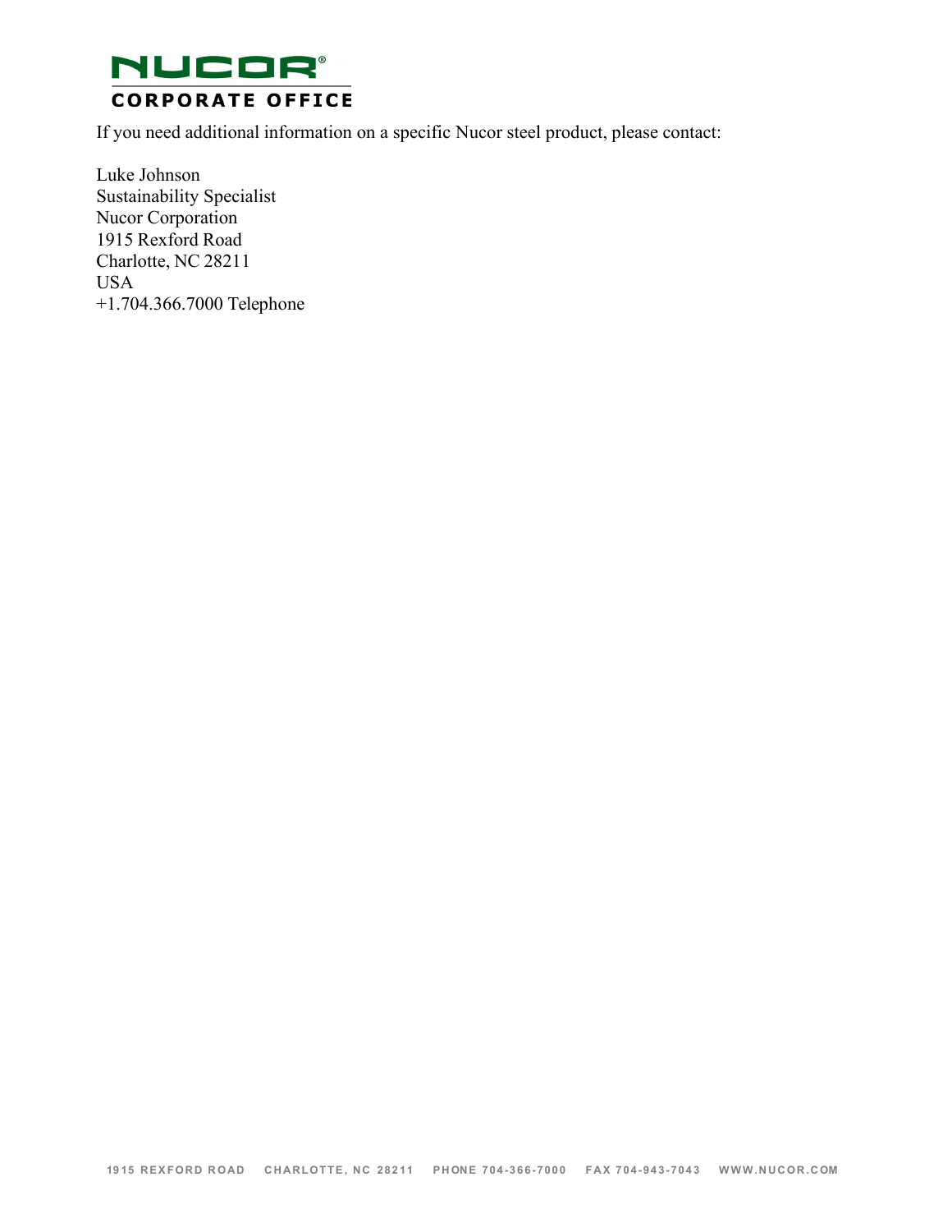NUCOR®

CORPORATE OFFICE

If you need additional information on a specific Nucor steel product, please contact:

Luke Johnson
Sustainability Specialist
Nucor Corporation
1915 Rexford Road
Charlotte, NC 28211
USA
+1.704.366.7000 Telephone

1915 REXFORD ROAD CHARLOTTE, NC 28211 PHONE 704-366-7000 FAX 704-943-7043 WWW.NUCOR.COM